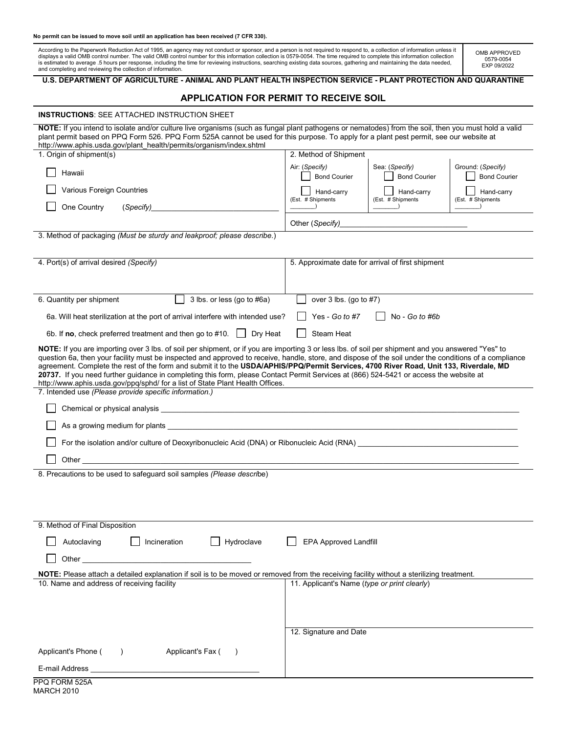**No permit can be issued to move soil until an application has been received (7 CFR 330).**

According to the Paperwork Reduction Act of 1995, an agency may not conduct or sponsor, and a person is not required to respond to, a collection of information unless it displays a valid OMB control number. The valid OMB control number for this information collection is 0579-0054. The time required to complete this information collection is estimated to average .5 hours per response, including the time for reviewing instructions, searching existing data sources, gathering and maintaining the data needed, and completing and reviewing the collection of information.

OMB APPROVED
0579-0054
EXP 09/2022

**U.S. DEPARTMENT OF AGRICULTURE - ANIMAL AND PLANT HEALTH INSPECTION SERVICE - PLANT PROTECTION AND QUARANTINE**

# APPLICATION FOR PERMIT TO RECEIVE SOIL

**INSTRUCTIONS**: SEE ATTACHED INSTRUCTION SHEET

**NOTE:** If you intend to isolate and/or culture live organisms (such as fungal plant pathogens or nematodes) from the soil, then you must hold a valid plant permit based on PPQ Form 526. PPQ Form 525A cannot be used for this purpose. To apply for a plant pest permit, see our website at http://www.aphis.usda.gov/plant_health/permits/organism/index.shtml

1. Origin of shipment(s)
   - ☐ Hawaii
   - ☐ Various Foreign Countries
   - ☐ One Country (*Specify*)________________________________

2. Method of Shipment

| Air: (*Specify*) | Sea: (*Specify*) | Ground: (*Specify*) |
|---|---|---|
| ☐ Bond Courier | ☐ Bond Courier | ☐ Bond Courier |
| ☐ Hand-carry | ☐ Hand-carry | ☐ Hand-carry |
| (Est. # Shipments _______) | (Est. # Shipments _______) | (Est. # Shipments _______) |

Other (*Specify*)________________________________

3. Method of packaging *(Must be sturdy and leakproof; please describe.)*

4. Port(s) of arrival desired *(Specify)*

5. Approximate date for arrival of first shipment

6. Quantity per shipment ☐ 3 lbs. or less (go to #6a) ☐ over 3 lbs. (go to #7)

   6a. Will heat sterilization at the port of arrival interfere with intended use? ☐ Yes - *Go to #7* ☐ No - *Go to #6b*

   6b. If **no**, check preferred treatment and then go to #10. ☐ Dry Heat ☐ Steam Heat

**NOTE:** If you are importing over 3 lbs. of soil per shipment, or if you are importing 3 or less lbs. of soil per shipment and you answered "Yes" to question 6a, then your facility must be inspected and approved to receive, handle, store, and dispose of the soil under the conditions of a compliance agreement. Complete the rest of the form and submit it to the **USDA/APHIS/PPQ/Permit Services, 4700 River Road, Unit 133, Riverdale, MD 20737.** If you need further guidance in completing this form, please Contact Permit Services at (866) 524-5421 or access the website at http://www.aphis.usda.gov/ppq/sphd/ for a list of State Plant Health Offices.

7. Intended use *(Please provide specific information.)*
   - ☐ Chemical or physical analysis ________________________________
   - ☐ As a growing medium for plants ________________________________
   - ☐ For the isolation and/or culture of Deoxyribonucleic Acid (DNA) or Ribonucleic Acid (RNA) ________________________________
   - ☐ Other ________________________________

8. Precautions to be used to safeguard soil samples *(Please describe)*

9. Method of Final Disposition
   - ☐ Autoclaving ☐ Incineration ☐ Hydroclave ☐ EPA Approved Landfill
   - ☐ Other ________________________________

**NOTE:** Please attach a detailed explanation if soil is to be moved or removed from the receiving facility without a sterilizing treatment.

10. Name and address of receiving facility

Applicant's Phone (   ) Applicant's Fax (   )

E-mail Address ________________________________

11. Applicant's Name (*type or print clearly*)

12. Signature and Date

PPQ FORM 525A
MARCH 2010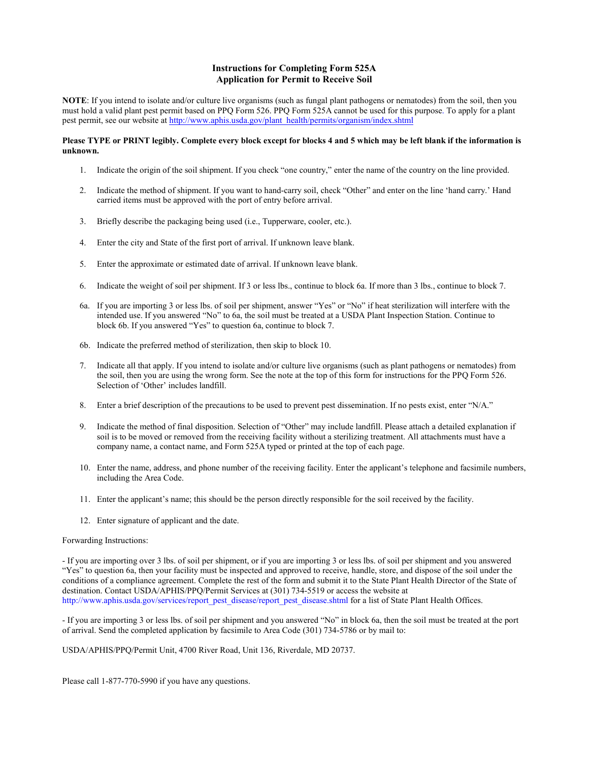# Instructions for Completing Form 525A
## Application for Permit to Receive Soil

**NOTE**: If you intend to isolate and/or culture live organisms (such as fungal plant pathogens or nematodes) from the soil, then you must hold a valid plant pest permit based on PPQ Form 526. PPQ Form 525A cannot be used for this purpose. To apply for a plant pest permit, see our website at http://www.aphis.usda.gov/plant_health/permits/organism/index.shtml

**Please TYPE or PRINT legibly. Complete every block except for blocks 4 and 5 which may be left blank if the information is unknown.**

1. Indicate the origin of the soil shipment. If you check "one country," enter the name of the country on the line provided.

2. Indicate the method of shipment. If you want to hand-carry soil, check "Other" and enter on the line 'hand carry.' Hand carried items must be approved with the port of entry before arrival.

3. Briefly describe the packaging being used (i.e., Tupperware, cooler, etc.).

4. Enter the city and State of the first port of arrival. If unknown leave blank.

5. Enter the approximate or estimated date of arrival. If unknown leave blank.

6. Indicate the weight of soil per shipment. If 3 or less lbs., continue to block 6a. If more than 3 lbs., continue to block 7.

6a. If you are importing 3 or less lbs. of soil per shipment, answer "Yes" or "No" if heat sterilization will interfere with the intended use. If you answered "No" to 6a, the soil must be treated at a USDA Plant Inspection Station. Continue to block 6b. If you answered "Yes" to question 6a, continue to block 7.

6b. Indicate the preferred method of sterilization, then skip to block 10.

7. Indicate all that apply. If you intend to isolate and/or culture live organisms (such as plant pathogens or nematodes) from the soil, then you are using the wrong form. See the note at the top of this form for instructions for the PPQ Form 526. Selection of 'Other' includes landfill.

8. Enter a brief description of the precautions to be used to prevent pest dissemination. If no pests exist, enter "N/A."

9. Indicate the method of final disposition. Selection of "Other" may include landfill. Please attach a detailed explanation if soil is to be moved or removed from the receiving facility without a sterilizing treatment. All attachments must have a company name, a contact name, and Form 525A typed or printed at the top of each page.

10. Enter the name, address, and phone number of the receiving facility. Enter the applicant's telephone and facsimile numbers, including the Area Code.

11. Enter the applicant's name; this should be the person directly responsible for the soil received by the facility.

12. Enter signature of applicant and the date.

Forwarding Instructions:

- If you are importing over 3 lbs. of soil per shipment, or if you are importing 3 or less lbs. of soil per shipment and you answered "Yes" to question 6a, then your facility must be inspected and approved to receive, handle, store, and dispose of the soil under the conditions of a compliance agreement. Complete the rest of the form and submit it to the State Plant Health Director of the State of destination. Contact USDA/APHIS/PPQ/Permit Services at (301) 734-5519 or access the website at http://www.aphis.usda.gov/services/report_pest_disease/report_pest_disease.shtml for a list of State Plant Health Offices.

- If you are importing 3 or less lbs. of soil per shipment and you answered "No" in block 6a, then the soil must be treated at the port of arrival. Send the completed application by facsimile to Area Code (301) 734-5786 or by mail to:

USDA/APHIS/PPQ/Permit Unit, 4700 River Road, Unit 136, Riverdale, MD 20737.

Please call 1-877-770-5990 if you have any questions.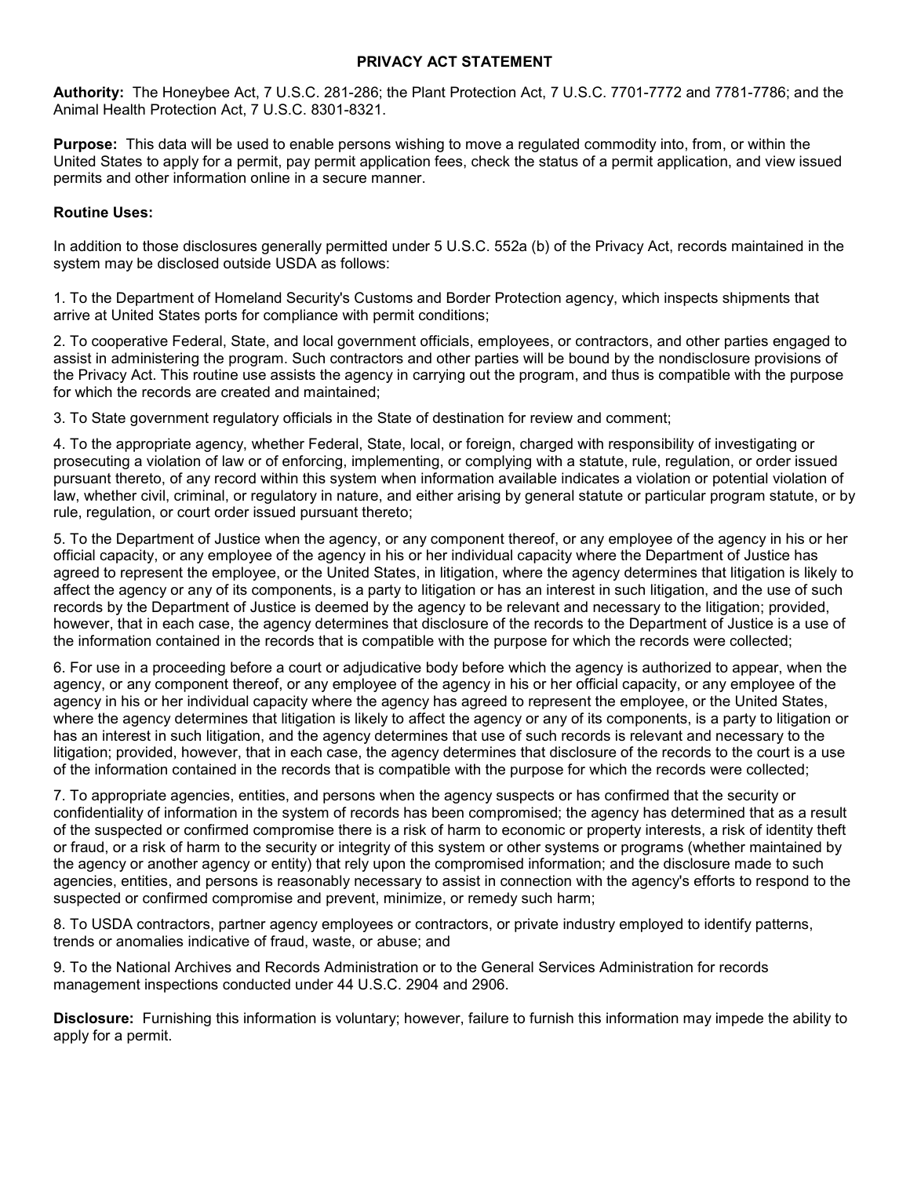# PRIVACY ACT STATEMENT

**Authority:** The Honeybee Act, 7 U.S.C. 281-286; the Plant Protection Act, 7 U.S.C. 7701-7772 and 7781-7786; and the Animal Health Protection Act, 7 U.S.C. 8301-8321.

**Purpose:** This data will be used to enable persons wishing to move a regulated commodity into, from, or within the United States to apply for a permit, pay permit application fees, check the status of a permit application, and view issued permits and other information online in a secure manner.

**Routine Uses:**

In addition to those disclosures generally permitted under 5 U.S.C. 552a (b) of the Privacy Act, records maintained in the system may be disclosed outside USDA as follows:

1. To the Department of Homeland Security's Customs and Border Protection agency, which inspects shipments that arrive at United States ports for compliance with permit conditions;

2. To cooperative Federal, State, and local government officials, employees, or contractors, and other parties engaged to assist in administering the program. Such contractors and other parties will be bound by the nondisclosure provisions of the Privacy Act. This routine use assists the agency in carrying out the program, and thus is compatible with the purpose for which the records are created and maintained;

3. To State government regulatory officials in the State of destination for review and comment;

4. To the appropriate agency, whether Federal, State, local, or foreign, charged with responsibility of investigating or prosecuting a violation of law or of enforcing, implementing, or complying with a statute, rule, regulation, or order issued pursuant thereto, of any record within this system when information available indicates a violation or potential violation of law, whether civil, criminal, or regulatory in nature, and either arising by general statute or particular program statute, or by rule, regulation, or court order issued pursuant thereto;

5. To the Department of Justice when the agency, or any component thereof, or any employee of the agency in his or her official capacity, or any employee of the agency in his or her individual capacity where the Department of Justice has agreed to represent the employee, or the United States, in litigation, where the agency determines that litigation is likely to affect the agency or any of its components, is a party to litigation or has an interest in such litigation, and the use of such records by the Department of Justice is deemed by the agency to be relevant and necessary to the litigation; provided, however, that in each case, the agency determines that disclosure of the records to the Department of Justice is a use of the information contained in the records that is compatible with the purpose for which the records were collected;

6. For use in a proceeding before a court or adjudicative body before which the agency is authorized to appear, when the agency, or any component thereof, or any employee of the agency in his or her official capacity, or any employee of the agency in his or her individual capacity where the agency has agreed to represent the employee, or the United States, where the agency determines that litigation is likely to affect the agency or any of its components, is a party to litigation or has an interest in such litigation, and the agency determines that use of such records is relevant and necessary to the litigation; provided, however, that in each case, the agency determines that disclosure of the records to the court is a use of the information contained in the records that is compatible with the purpose for which the records were collected;

7. To appropriate agencies, entities, and persons when the agency suspects or has confirmed that the security or confidentiality of information in the system of records has been compromised; the agency has determined that as a result of the suspected or confirmed compromise there is a risk of harm to economic or property interests, a risk of identity theft or fraud, or a risk of harm to the security or integrity of this system or other systems or programs (whether maintained by the agency or another agency or entity) that rely upon the compromised information; and the disclosure made to such agencies, entities, and persons is reasonably necessary to assist in connection with the agency's efforts to respond to the suspected or confirmed compromise and prevent, minimize, or remedy such harm;

8. To USDA contractors, partner agency employees or contractors, or private industry employed to identify patterns, trends or anomalies indicative of fraud, waste, or abuse; and

9. To the National Archives and Records Administration or to the General Services Administration for records management inspections conducted under 44 U.S.C. 2904 and 2906.

**Disclosure:** Furnishing this information is voluntary; however, failure to furnish this information may impede the ability to apply for a permit.